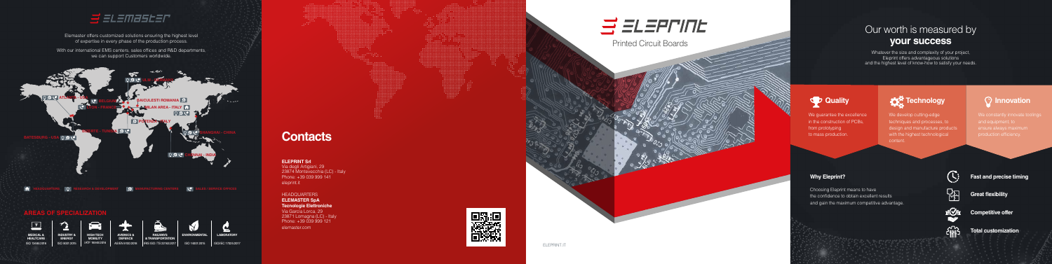# ELEMASTER

Elemaster offers customized solutions ensuring the highest level of expertise in every phase of the production process.

With our international EMS centers, sales offices and R&D departments, we can support Customers worldwide.

ATLANTA - USA
BELGIUM
LYON - FRANCE
BAICULESTI ROMANIA
MILAN AREA - ITALY
POTENZA - ITALY
TUNIS - TUNISIA
SHANGHAI - CHINA
CHENNAI - INDIA
SPARTANBURG - USA
HELSINKI - FINLAND

HEADQUARTERS | RESEARCH & DEVELOPMENT | MANUFACTURING CENTERS | SALES / SERVICE OFFICES

## AREAS OF SPECIALIZATION

| MEDICAL & HEALTHCARE | INDUSTRY & ENERGY | HIGH-TECH MOBILITY | AVIONICS & DEFENCE | RAILWAYS & TRANSPORTATION | ENVIRONMENTAL | LABORATORY |
|---|---|---|---|---|---|---|
| ISO 13485:2016 | ISO 9001:2015 | IATF 16949:2016 | AS/EN 9100:2018 | IRIS ISO / TS 22163:2017 | ISO 14001:2015 | ISO/IEC 17025:2017 |

## Contacts

**ELEPRINT Srl**
Via degli Artigiani, 29
23874 Montevecchia (LC) - Italy
Phone: +39 039 999 141
eleprint.it

HEADQUARTERS
**ELEMASTER SpA**
**Tecnologie Elettroniche**
Via Garcia Lorca, 25
23871 Lomagna (LC) - Italy
Phone: +39 039 959 121
elemaster.com

# ELEPRINT

Printed Circuit Boards

ELEPRINT.IT

## Our worth is measured by **your success**

Whatever the size and complexity of your project, Eleprint offers advantageous solutions and the highest level of know-how to satisfy your needs.

### Quality

We guarantee the excellence in the construction of PCBs, from prototyping to mass production.

### Technology

We develop cutting-edge techniques and processes, to design and manufacture products with the highest technological content.

### Innovation

We constantly innovate toolings and equipment, to ensure always maximum production efficiency.

### Why Eleprint?

Choosing Eleprint means to have the confidence to obtain excellent results and gain the maximum competitive advantage.

- **Fast and precise timing**
- **Great flexibility**
- **Competitive offer**
- **Total customization**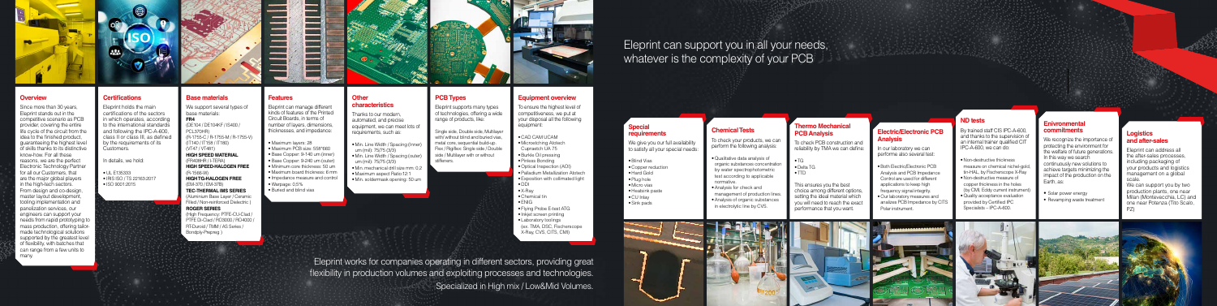# Eleprint can support you in all your needs, whatever is the complexity of your PCB

## Overview

Since more than 30 years, Eleprint stands out in the competitive scenario as PCB provider, covering the entire life cycle of the circuit from the idea to the finished product, guaranteeing the highest level of skills thanks to its distinctive know-how. For all these reasons, we are the perfect Electronic Technology Partner for all our Customers, that are the major global players in the high-tech sectors. From design and co-design, master layout development, tooling implementation and panelization services, our engineers can support your needs from rapid prototyping to mass production, offering tailor-made technological solutions supported by the greatest level of flexibility, with batches that can range from a few units to many.

## Certifications

Eleprint holds the main certifications of the sectors in which operates, according to the international standards and following the IPC-A-600, class II or class III, as defined by the requirements of its Customers.

In details, we hold:

- UL E135333
- IRIS ISO / TS 22163:2017
- ISO 9001:2015

## Base materials

We support several types of base materials:

**FR4**
(DE104 / DE104KF / IS400 / PCL370HR)
(R-1755-C / R-1755-M / R-1755-V)
(IT140 / IT158 / IT180)
(VT47 / VT481)

**HIGH SPEED MATERIAL**
(FR408HR / I-TERA)

**HIGH SPEED-HALOGEN FREE**
(R-1566-W)

**HIGHTG-HALOGEN FREE**
(EM-370 / EM-37B)

**TEC-THERMALIMS SERIES**
(Aluminium Base Layer / Ceramic Filled / Non-reinforced Dielectric)

**ROGER SERIES**
(High Frequency: PTFE-CU-Clad / PTFE Di-Clad / RO3000 / RO4000 / RTDuroid / TMM / AS Series / Bondply-Prepreg )

## Features

Eleprint can manage different kinds of features of the Printed Circuit Boards, in terms of number of layers, dimensions, thicknesses, and impedance:

- Maximum layers: 28
- Maximum PCB size: 558*660
- Base Copper: 9-140 um (inner)
- Base Copper: 9-240 um (outer)
- Minimum core thickness: 50 um
- Maximum board thickness: 6 mm
- Impedance measure and control
- Warpage: 0.5%
- Buried and blind vias

## Other characteristics

Thanks to our modern, automated, and precise equipment, we can meet lots of requirements, such as:

- Min. Line Width / Spacing (inner) um (mil): 75/75 (3/3)
- Min. Line Width / Spacing (outer) um (mil): 75/75 (3/3)
- Min. mechanical drill size mm: 0.2
- Maximum aspect Ratio:12:1
- Min. soldermask opening: 50 um

## PCB Types

Eleprint supports many types of technologies, offering a wide range of products, like:

Single side, Double side, Multilayer with without blind and buried vias, metal core, sequential build-up, Flex / Rigiflex: Single side / Double side / Multilayer with or without stiffeners.

## Equipment overview

To ensure the highest level of competitiveness, we put at your disposal all the following equipment:

- CAD CAM UCAM
- Microetching Atotech Cupraetch UA 75
- Burkle Oil pressing
- Pinless Bonding
- Optical Inspection (AOI)
- Palladium Metallization Atotech
- Exposition with collimated light
- DDI
- X-Ray
- Chemical tin
- ENIG
- Flying Probe E-test ATG
- Inkjet screen printing
- Laboratory toolings (ex. TMA, DSC, Fischerscope X-Ray, CVS, CITS, CMI)

Eleprint works for companies operating in different sectors, providing great flexibility in production volumes and exploiting processes and technologies. Specialized in High mix / Low&Mid Volumes.

## Special requirements

We give you our full availability to satisfy all your special needs:

- Blind Vias
- Copper reduction
- Hard Gold
- Plug hole
- Micro vias
- Heatsink paste
- CU Inlay
- Sink pads

## Chemical Tests

To check your products, we can perform the following analysis:

- Qualitative data analysis of organic substances concentration by water spectrophotometric test according to applicable normative.
- Analysis for check and management of production lines.
- Analysis of organic substances in electrolytic line by CVS.

## Thermo Mechanical PCB Analysis

To check PCB construction and reliability by TMA we can define:

- TG
- Delta TG
- TTD

This ensures you the best choice among different options, setting the ideal material which you will need to reach the exact performance that you want.

## Electric/Electronic PCB Analysis

In our laboratory we can performe also several test:

- Both Electric/Electronic PCB Analysis and PCB Impedance Control are used for different applications to keep high frequency signal integrity.
- Our laboratory measures and analises PCB Impedance by CITS Polar instrument.

## ND tests

By trained staff CIS IPC-A-600, and thanks to the supervision of an internal trainer qualified CIT IPC-A-600, we can do:

- Non-destructive thickness measure on chemical nichel-gold, tin-HAL, by Fischerscope X-Ray
- Non-destructive measure of copper thickness in the holes (by CMI, Eddy current instrument)
- Quality acceptance evaluation provided by Certified IPC Specialists – IPC-A-600.

## Enivronmental commitments

We recognize the importance of protecting the environment for the welfare of future generations. In this way we search continuously new solutions to achieve targets minimizing the impact of the production on the Earth, as:

- Solar power energy
- Revamping waste treatment

## Logistics and after-sales

Eleprint can address all the after-sales processes, including packaging of your products and logistics management on a global scale.

We can support you by two production plants: one near Milan (Montevecchia, LC) and one near Potenza (Tito Scalo, PZ)